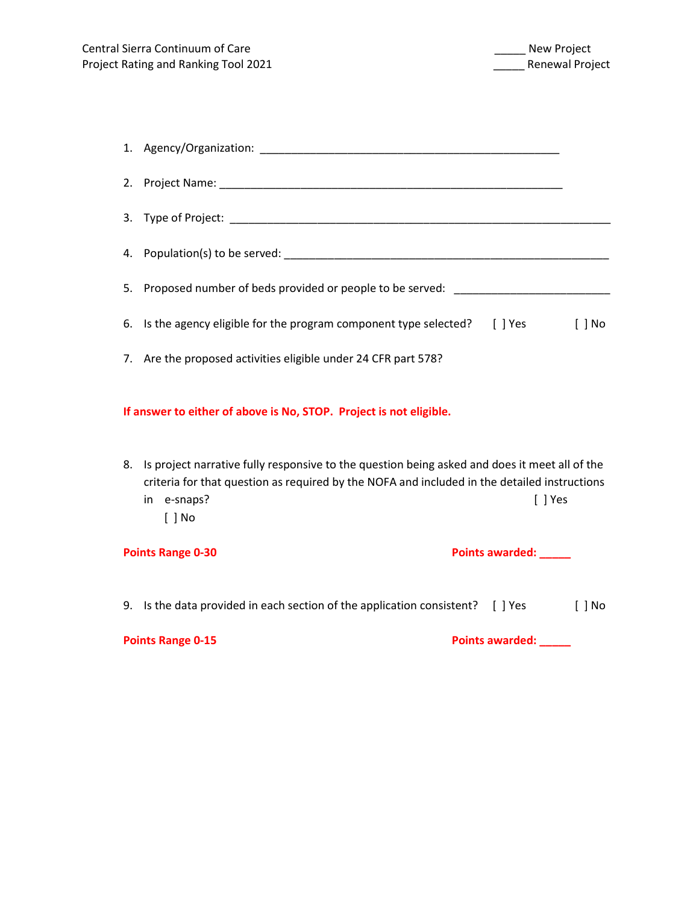Central Sierra Continuum of Care
Project Rating and Ranking Tool 2021

_____ New Project
_____ Renewal Project

1. Agency/Organization: ______________________________________________

2. Project Name: ____________________________________________________

3. Type of Project: ___________________________________________________

4. Population(s) to be served: _________________________________________

5. Proposed number of beds provided or people to be served: _______________________

6. Is the agency eligible for the program component type selected? [ ] Yes [ ] No

7. Are the proposed activities eligible under 24 CFR part 578?

**If answer to either of above is No, STOP. Project is not eligible.**

8. Is project narrative fully responsive to the question being asked and does it meet all of the criteria for that question as required by the NOFA and included in the detailed instructions in e-snaps? [ ] Yes [ ] No

**Points Range 0-30** **Points awarded: _____**

9. Is the data provided in each section of the application consistent? [ ] Yes [ ] No

**Points Range 0-15** **Points awarded: _____**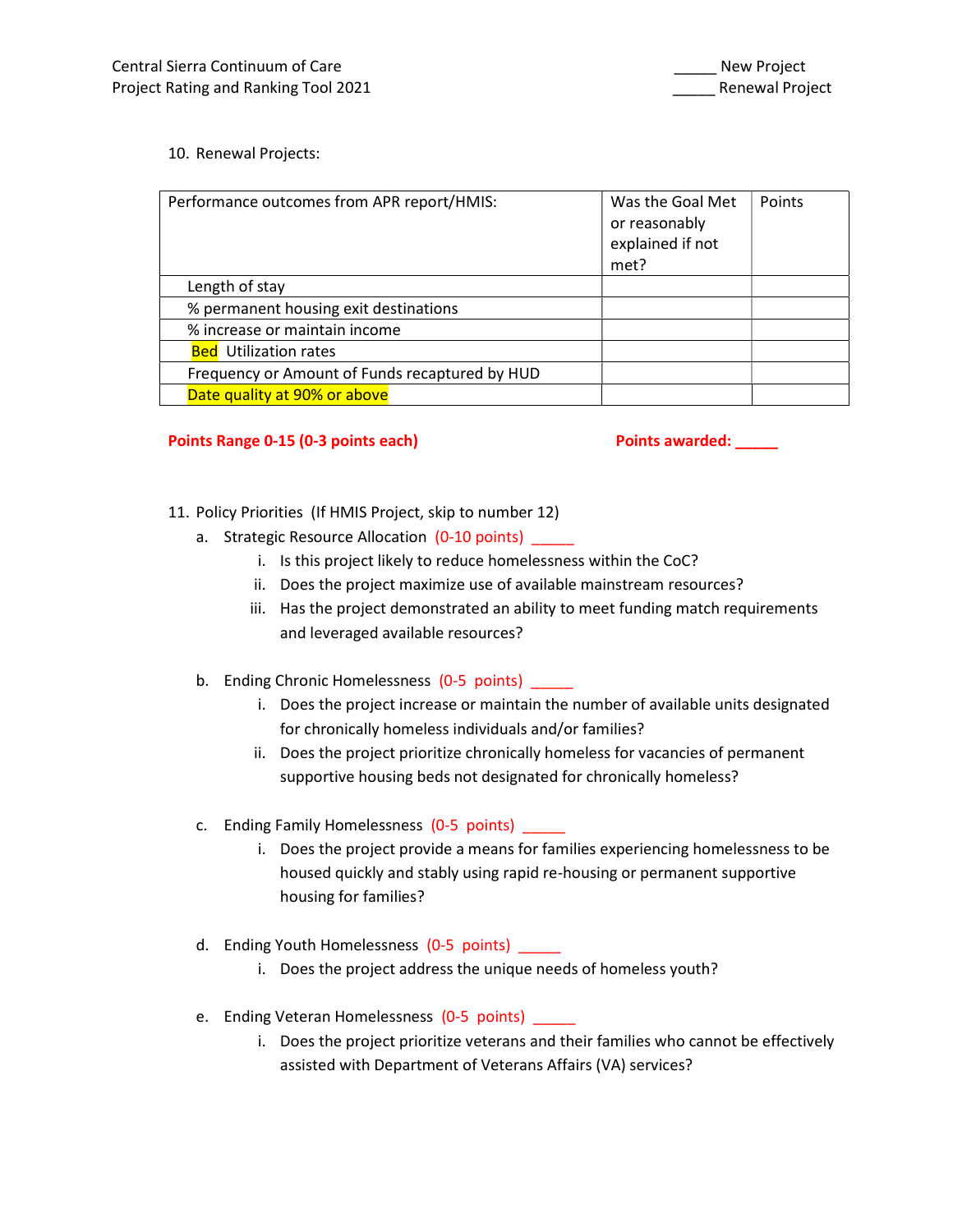10. Renewal Projects:

| Performance outcomes from APR report/HMIS: | Was the Goal Met or reasonably explained if not met? | Points |
|---|---|---|
| Length of stay | | |
| % permanent housing exit destinations | | |
| % increase or maintain income | | |
| Bed Utilization rates | | |
| Frequency or Amount of Funds recaptured by HUD | | |
| Date quality at 90% or above | | |

**Points Range 0-15 (0-3 points each)** **Points awarded: _____**

11. Policy Priorities (If HMIS Project, skip to number 12)

   a. Strategic Resource Allocation (0-10 points) _____
      i. Is this project likely to reduce homelessness within the CoC?
      ii. Does the project maximize use of available mainstream resources?
      iii. Has the project demonstrated an ability to meet funding match requirements and leveraged available resources?

   b. Ending Chronic Homelessness (0-5 points) _____
      i. Does the project increase or maintain the number of available units designated for chronically homeless individuals and/or families?
      ii. Does the project prioritize chronically homeless for vacancies of permanent supportive housing beds not designated for chronically homeless?

   c. Ending Family Homelessness (0-5 points) _____
      i. Does the project provide a means for families experiencing homelessness to be housed quickly and stably using rapid re-housing or permanent supportive housing for families?

   d. Ending Youth Homelessness (0-5 points) _____
      i. Does the project address the unique needs of homeless youth?

   e. Ending Veteran Homelessness (0-5 points) _____
      i. Does the project prioritize veterans and their families who cannot be effectively assisted with Department of Veterans Affairs (VA) services?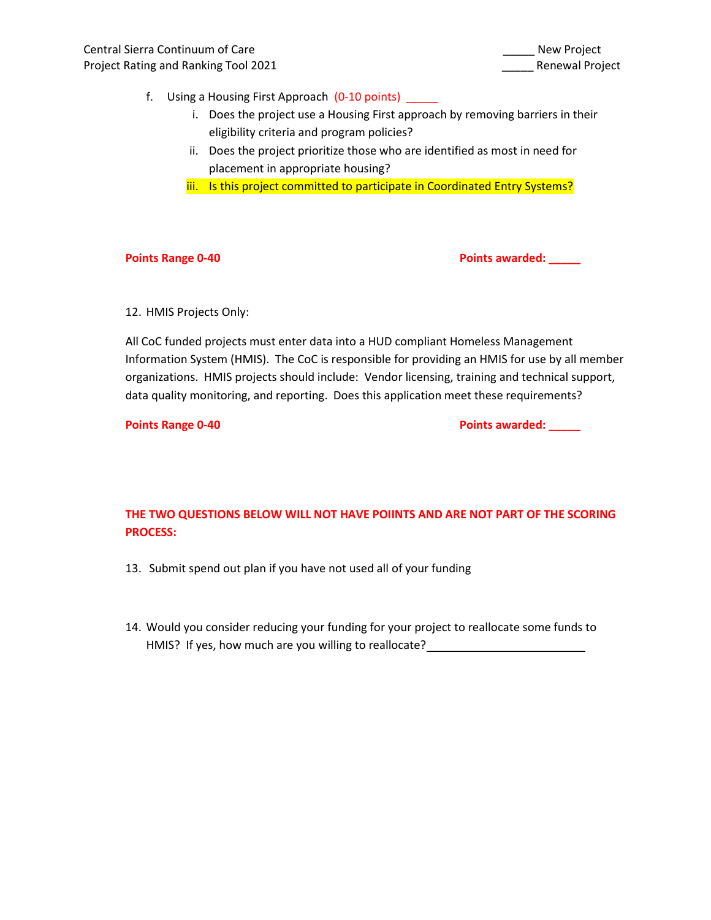f. Using a Housing First Approach (0-10 points) _____
   i. Does the project use a Housing First approach by removing barriers in their eligibility criteria and program policies?
   ii. Does the project prioritize those who are identified as most in need for placement in appropriate housing?
   iii. Is this project committed to participate in Coordinated Entry Systems?

**Points Range 0-40** **Points awarded: _____**

12. HMIS Projects Only:

All CoC funded projects must enter data into a HUD compliant Homeless Management Information System (HMIS). The CoC is responsible for providing an HMIS for use by all member organizations. HMIS projects should include: Vendor licensing, training and technical support, data quality monitoring, and reporting. Does this application meet these requirements?

**Points Range 0-40** **Points awarded: _____**

**THE TWO QUESTIONS BELOW WILL NOT HAVE POIINTS AND ARE NOT PART OF THE SCORING PROCESS:**

13. Submit spend out plan if you have not used all of your funding

14. Would you consider reducing your funding for your project to reallocate some funds to HMIS? If yes, how much are you willing to reallocate?_________________________